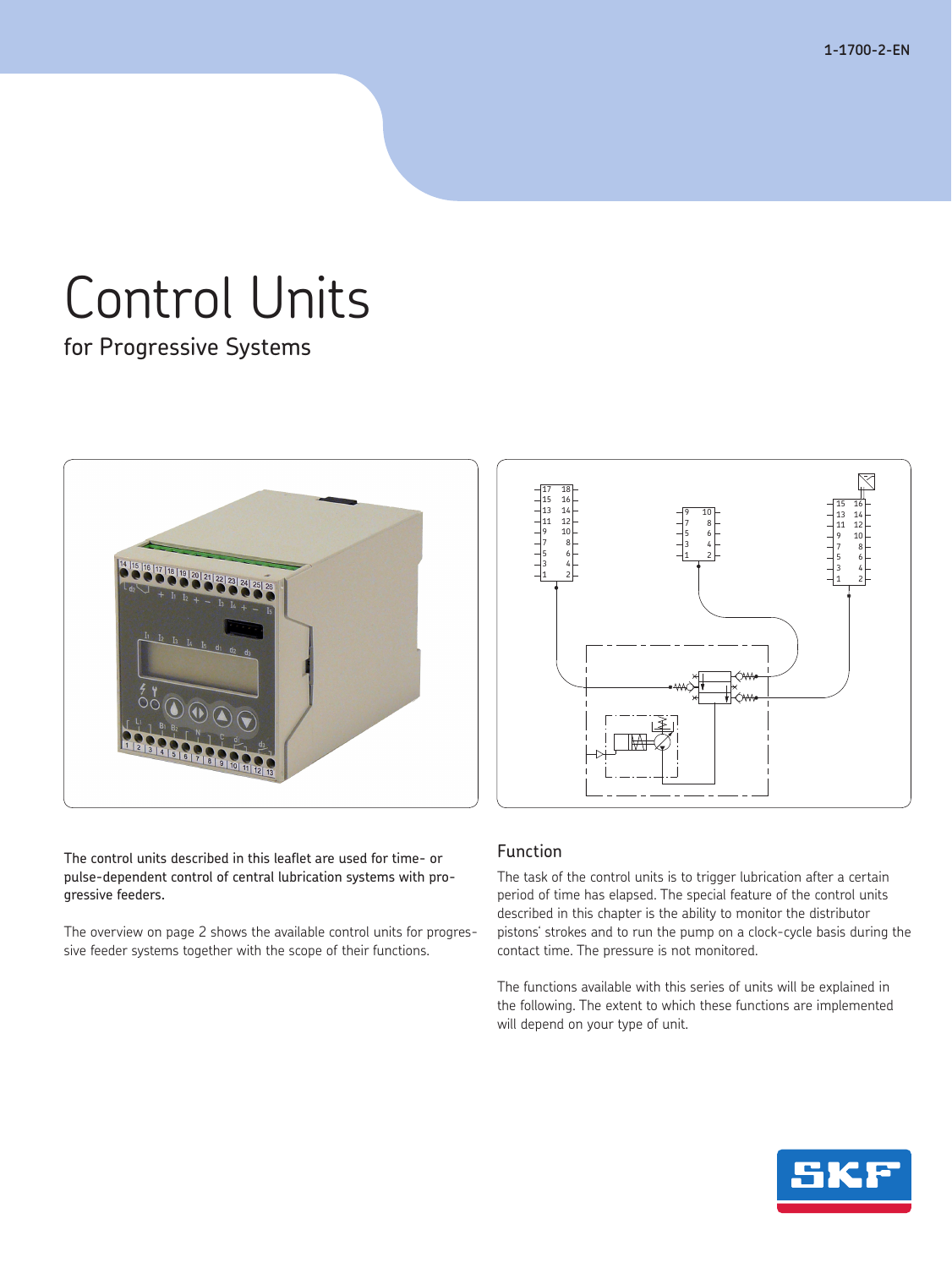# Control Units

for Progressive Systems

The control units described in this leaflet are used for time- or pulse-dependent control of central lubrication systems with progressive feeders.

The overview on page 2 shows the available control units for progressive feeder systems together with the scope of their functions.

## Function

The task of the control units is to trigger lubrication after a certain period of time has elapsed. The special feature of the control units described in this chapter is the ability to monitor the distributor pistons' strokes and to run the pump on a clock-cycle basis during the contact time. The pressure is not monitored.

The functions available with this series of units will be explained in the following. The extent to which these functions are implemented will depend on your type of unit.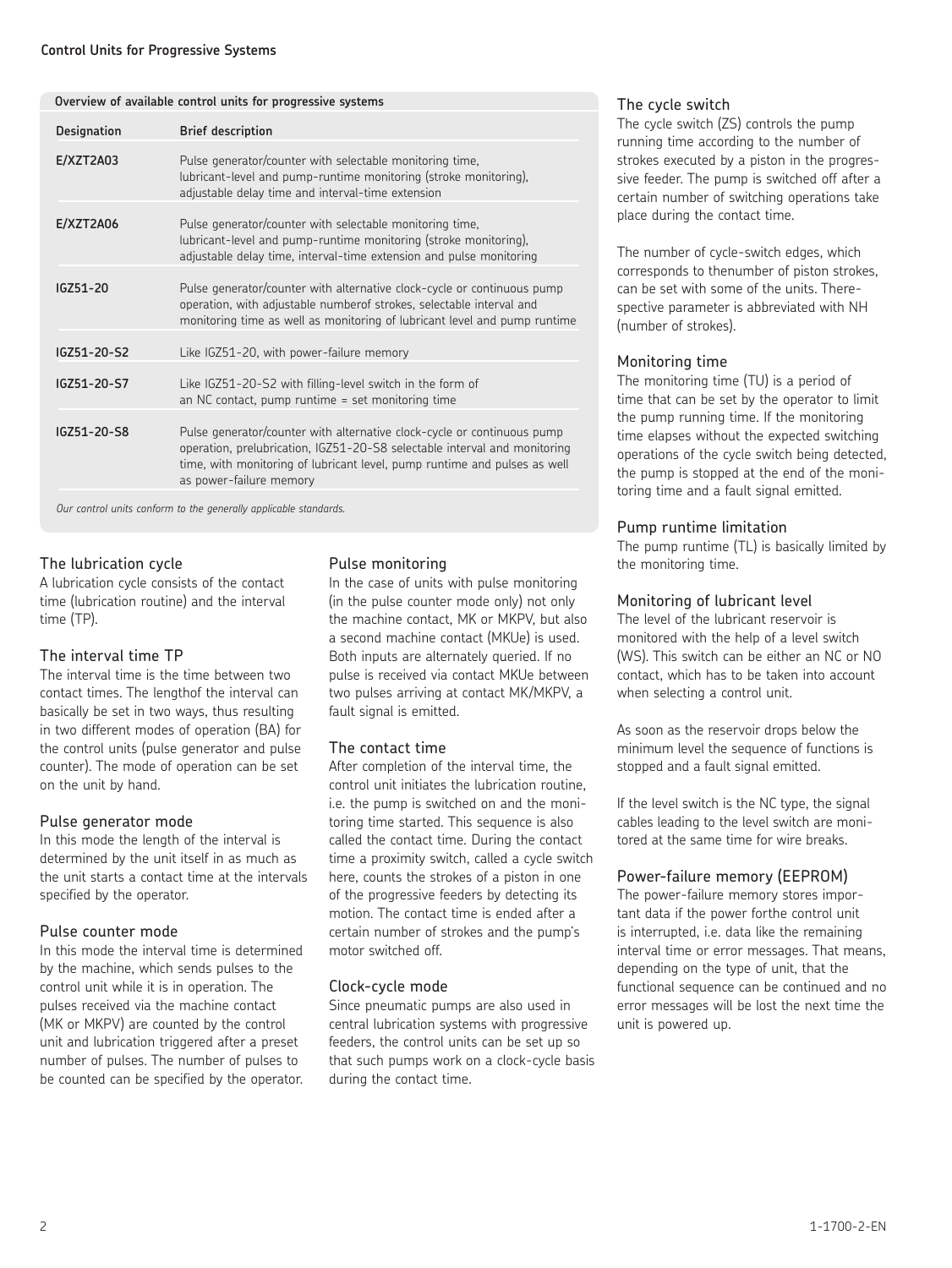## Control Units for Progressive Systems

**Overview of available control units for progressive systems**

| Designation | Brief description |
| --- | --- |
| **E/XZT2A03** | Pulse generator/counter with selectable monitoring time, lubricant-level and pump-runtime monitoring (stroke monitoring), adjustable delay time and interval-time extension |
| **E/XZT2A06** | Pulse generator/counter with selectable monitoring time, lubricant-level and pump-runtime monitoring (stroke monitoring), adjustable delay time, interval-time extension and pulse monitoring |
| **IGZ51-20** | Pulse generator/counter with alternative clock-cycle or continuous pump operation, with adjustable numberof strokes, selectable interval and monitoring time as well as monitoring of lubricant level and pump runtime |
| **IGZ51-20-S2** | Like IGZ51-20, with power-failure memory |
| **IGZ51-20-S7** | Like IGZ51-20-S2 with filling-level switch in the form of an NC contact, pump runtime = set monitoring time |
| **IGZ51-20-S8** | Pulse generator/counter with alternative clock-cycle or continuous pump operation, prelubrication, IGZ51-20-S8 selectable interval and monitoring time, with monitoring of lubricant level, pump runtime and pulses as well as power-failure memory |

*Our control units conform to the generally applicable standards.*

### The lubrication cycle

A lubrication cycle consists of the contact time (lubrication routine) and the interval time (TP).

### The interval time TP

The interval time is the time between two contact times. The lengthof the interval can basically be set in two ways, thus resulting in two different modes of operation (BA) for the control units (pulse generator and pulse counter). The mode of operation can be set on the unit by hand.

### Pulse generator mode

In this mode the length of the interval is determined by the unit itself in as much as the unit starts a contact time at the intervals specified by the operator.

### Pulse counter mode

In this mode the interval time is determined by the machine, which sends pulses to the control unit while it is in operation. The pulses received via the machine contact (MK or MKPV) are counted by the control unit and lubrication triggered after a preset number of pulses. The number of pulses to be counted can be specified by the operator.

### Pulse monitoring

In the case of units with pulse monitoring (in the pulse counter mode only) not only the machine contact, MK or MKPV, but also a second machine contact (MKUe) is used. Both inputs are alternately queried. If no pulse is received via contact MKUe between two pulses arriving at contact MK/MKPV, a fault signal is emitted.

### The contact time

After completion of the interval time, the control unit initiates the lubrication routine, i.e. the pump is switched on and the monitoring time started. This sequence is also called the contact time. During the contact time a proximity switch, called a cycle switch here, counts the strokes of a piston in one of the progressive feeders by detecting its motion. The contact time is ended after a certain number of strokes and the pump's motor switched off.

### Clock-cycle mode

Since pneumatic pumps are also used in central lubrication systems with progressive feeders, the control units can be set up so that such pumps work on a clock-cycle basis during the contact time.

### The cycle switch

The cycle switch (ZS) controls the pump running time according to the number of strokes executed by a piston in the progressive feeder. The pump is switched off after a certain number of switching operations take place during the contact time.

The number of cycle-switch edges, which corresponds to thenumber of piston strokes, can be set with some of the units. Therespective parameter is abbreviated with NH (number of strokes).

### Monitoring time

The monitoring time (TU) is a period of time that can be set by the operator to limit the pump running time. If the monitoring time elapses without the expected switching operations of the cycle switch being detected, the pump is stopped at the end of the monitoring time and a fault signal emitted.

### Pump runtime limitation

The pump runtime (TL) is basically limited by the monitoring time.

### Monitoring of lubricant level

The level of the lubricant reservoir is monitored with the help of a level switch (WS). This switch can be either an NC or NO contact, which has to be taken into account when selecting a control unit.

As soon as the reservoir drops below the minimum level the sequence of functions is stopped and a fault signal emitted.

If the level switch is the NC type, the signal cables leading to the level switch are monitored at the same time for wire breaks.

### Power-failure memory (EEPROM)

The power-failure memory stores important data if the power forthe control unit is interrupted, i.e. data like the remaining interval time or error messages. That means, depending on the type of unit, that the functional sequence can be continued and no error messages will be lost the next time the unit is powered up.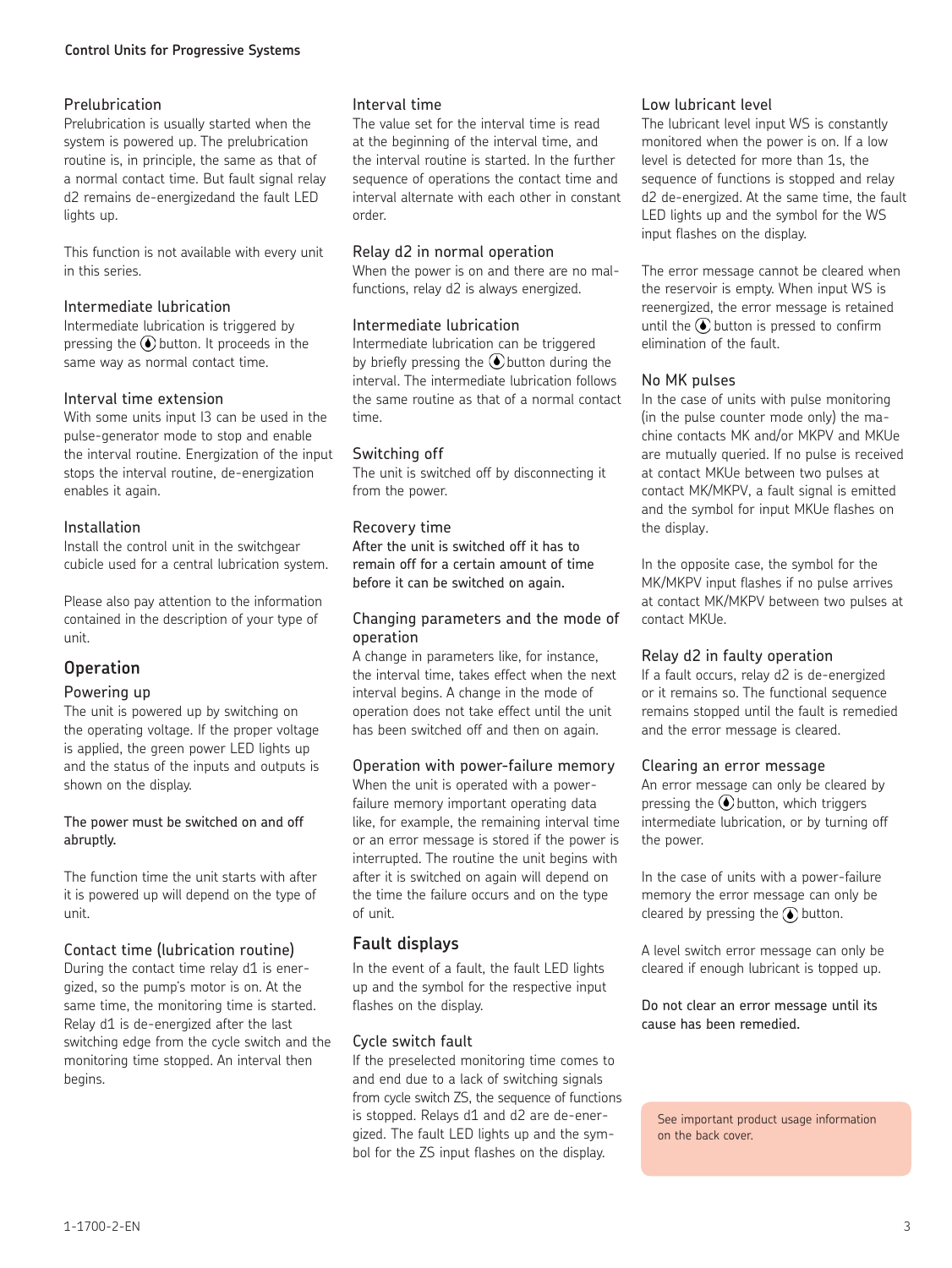## Prelubrication

Prelubrication is usually started when the system is powered up. The prelubrication routine is, in principle, the same as that of a normal contact time. But fault signal relay d2 remains de-energizedand the fault LED lights up.

This function is not available with every unit in this series.

### Intermediate lubrication

Intermediate lubrication is triggered by pressing the button. It proceeds in the same way as normal contact time.

### Interval time extension

With some units input I3 can be used in the pulse-generator mode to stop and enable the interval routine. Energization of the input stops the interval routine, de-energization enables it again.

### Installation

Install the control unit in the switchgear cubicle used for a central lubrication system.

Please also pay attention to the information contained in the description of your type of unit.

## Operation

### Powering up

The unit is powered up by switching on the operating voltage. If the proper voltage is applied, the green power LED lights up and the status of the inputs and outputs is shown on the display.

The power must be switched on and off abruptly.

The function time the unit starts with after it is powered up will depend on the type of unit.

### Contact time (lubrication routine)

During the contact time relay d1 is energized, so the pump's motor is on. At the same time, the monitoring time is started. Relay d1 is de-energized after the last switching edge from the cycle switch and the monitoring time stopped. An interval then begins.

### Interval time

The value set for the interval time is read at the beginning of the interval time, and the interval routine is started. In the further sequence of operations the contact time and interval alternate with each other in constant order.

### Relay d2 in normal operation

When the power is on and there are no malfunctions, relay d2 is always energized.

### Intermediate lubrication

Intermediate lubrication can be triggered by briefly pressing the button during the interval. The intermediate lubrication follows the same routine as that of a normal contact time.

### Switching off

The unit is switched off by disconnecting it from the power.

### Recovery time

After the unit is switched off it has to remain off for a certain amount of time before it can be switched on again.

### Changing parameters and the mode of operation

A change in parameters like, for instance, the interval time, takes effect when the next interval begins. A change in the mode of operation does not take effect until the unit has been switched off and then on again.

### Operation with power-failure memory

When the unit is operated with a power-failure memory important operating data like, for example, the remaining interval time or an error message is stored if the power is interrupted. The routine the unit begins with after it is switched on again will depend on the time the failure occurs and on the type of unit.

## Fault displays

In the event of a fault, the fault LED lights up and the symbol for the respective input flashes on the display.

### Cycle switch fault

If the preselected monitoring time comes to and end due to a lack of switching signals from cycle switch ZS, the sequence of functions is stopped. Relays d1 and d2 are de-energized. The fault LED lights up and the symbol for the ZS input flashes on the display.

### Low lubricant level

The lubricant level input WS is constantly monitored when the power is on. If a low level is detected for more than 1s, the sequence of functions is stopped and relay d2 de-energized. At the same time, the fault LED lights up and the symbol for the WS input flashes on the display.

The error message cannot be cleared when the reservoir is empty. When input WS is reenergized, the error message is retained until the button is pressed to confirm elimination of the fault.

### No MK pulses

In the case of units with pulse monitoring (in the pulse counter mode only) the machine contacts MK and/or MKPV and MKUe are mutually queried. If no pulse is received at contact MKUe between two pulses at contact MK/MKPV, a fault signal is emitted and the symbol for input MKUe flashes on the display.

In the opposite case, the symbol for the MK/MKPV input flashes if no pulse arrives at contact MK/MKPV between two pulses at contact MKUe.

### Relay d2 in faulty operation

If a fault occurs, relay d2 is de-energized or it remains so. The functional sequence remains stopped until the fault is remedied and the error message is cleared.

### Clearing an error message

An error message can only be cleared by pressing the button, which triggers intermediate lubrication, or by turning off the power.

In the case of units with a power-failure memory the error message can only be cleared by pressing the button.

A level switch error message can only be cleared if enough lubricant is topped up.

Do not clear an error message until its cause has been remedied.

See important product usage information on the back cover.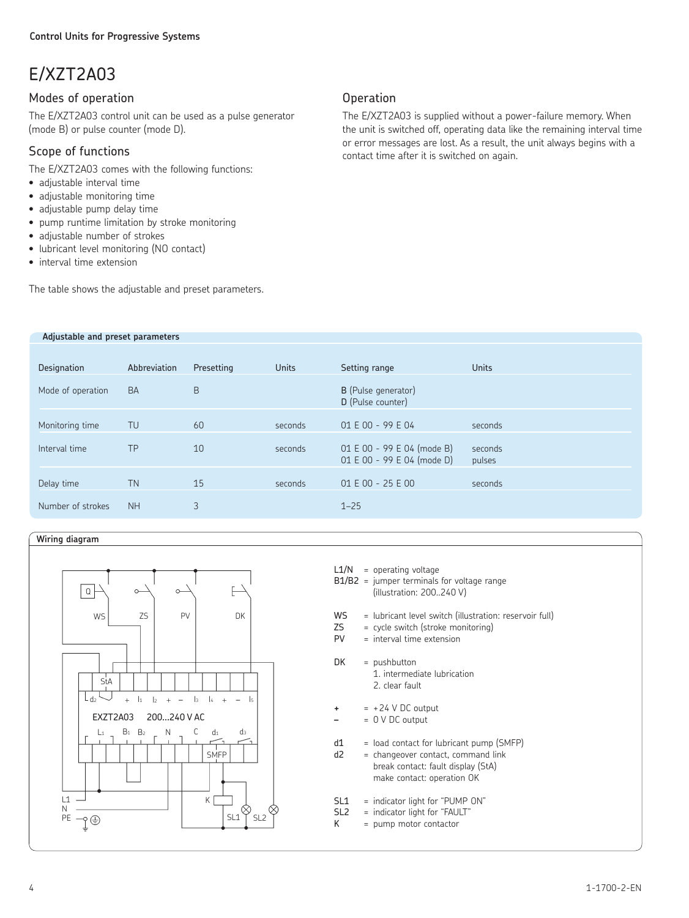# E/XZT2A03

## Modes of operation

The E/XZT2A03 control unit can be used as a pulse generator (mode B) or pulse counter (mode D).

## Scope of functions

The E/XZT2A03 comes with the following functions:

- adjustable interval time
- adjustable monitoring time
- adjustable pump delay time
- pump runtime limitation by stroke monitoring
- adjustable number of strokes
- lubricant level monitoring (NO contact)
- interval time extension

The table shows the adjustable and preset parameters.

## Operation

The E/XZT2A03 is supplied without a power-failure memory. When the unit is switched off, operating data like the remaining interval time or error messages are lost. As a result, the unit always begins with a contact time after it is switched on again.

**Adjustable and preset parameters**

| Designation | Abbreviation | Presetting | Units | Setting range | Units |
|---|---|---|---|---|---|
| Mode of operation | BA | B | | **B** (Pulse generator)<br>**D** (Pulse counter) | |
| Monitoring time | TU | 60 | seconds | 01 E 00 - 99 E 04 | seconds |
| Interval time | TP | 10 | seconds | 01 E 00 - 99 E 04 (mode B)<br>01 E 00 - 99 E 04 (mode D) | seconds<br>pulses |
| Delay time | TN | 15 | seconds | 01 E 00 - 25 E 00 | seconds |
| Number of strokes | NH | 3 | | 1–25 | |

**Wiring diagram**

L1/N = operating voltage
B1/B2 = jumper terminals for voltage range (illustration: 200..240 V)

WS = lubricant level switch (illustration: reservoir full)
ZS = cycle switch (stroke monitoring)
PV = interval time extension

DK = pushbutton
1. intermediate lubrication
2. clear fault

\+ = +24 V DC output
– = 0 V DC output

d1 = load contact for lubricant pump (SMFP)
d2 = changeover contact, command link
break contact: fault display (StA)
make contact: operation OK

SL1 = indicator light for "PUMP ON"
SL2 = indicator light for "FAULT"
K = pump motor contactor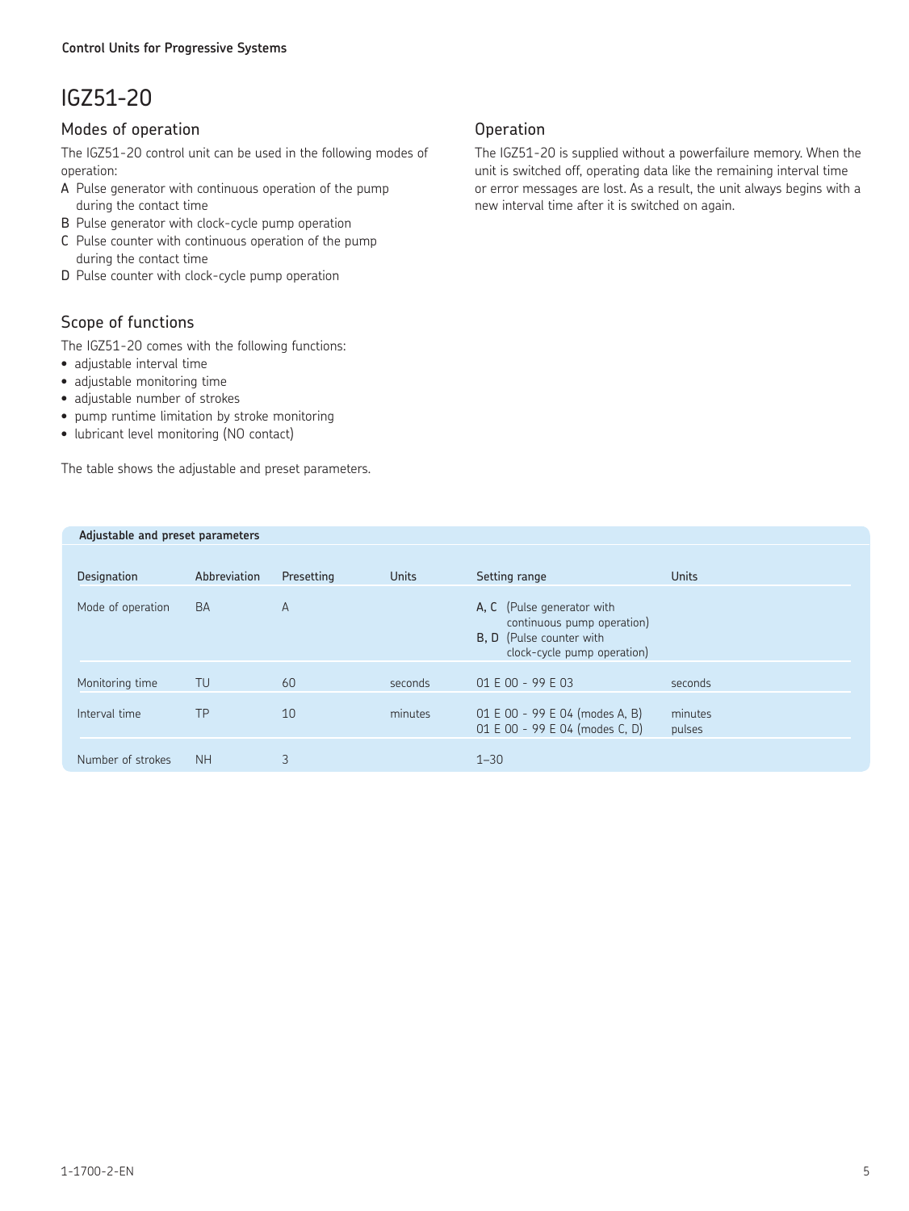# IGZ51-20

## Modes of operation

The IGZ51-20 control unit can be used in the following modes of operation:

- **A** Pulse generator with continuous operation of the pump during the contact time
- **B** Pulse generator with clock-cycle pump operation
- **C** Pulse counter with continuous operation of the pump during the contact time
- **D** Pulse counter with clock-cycle pump operation

## Scope of functions

The IGZ51-20 comes with the following functions:

- adjustable interval time
- adjustable monitoring time
- adjustable number of strokes
- pump runtime limitation by stroke monitoring
- lubricant level monitoring (NO contact)

The table shows the adjustable and preset parameters.

## Operation

The IGZ51-20 is supplied without a powerfailure memory. When the unit is switched off, operating data like the remaining interval time or error messages are lost. As a result, the unit always begins with a new interval time after it is switched on again.

**Adjustable and preset parameters**

| Designation | Abbreviation | Presetting | Units | Setting range | Units |
|---|---|---|---|---|---|
| Mode of operation | BA | A | | **A, C** (Pulse generator with continuous pump operation) **B, D** (Pulse counter with clock-cycle pump operation) | |
| Monitoring time | TU | 60 | seconds | 01 E 00 - 99 E 03 | seconds |
| Interval time | TP | 10 | minutes | 01 E 00 - 99 E 04 (modes A, B) 01 E 00 - 99 E 04 (modes C, D) | minutes pulses |
| Number of strokes | NH | 3 | | 1–30 | |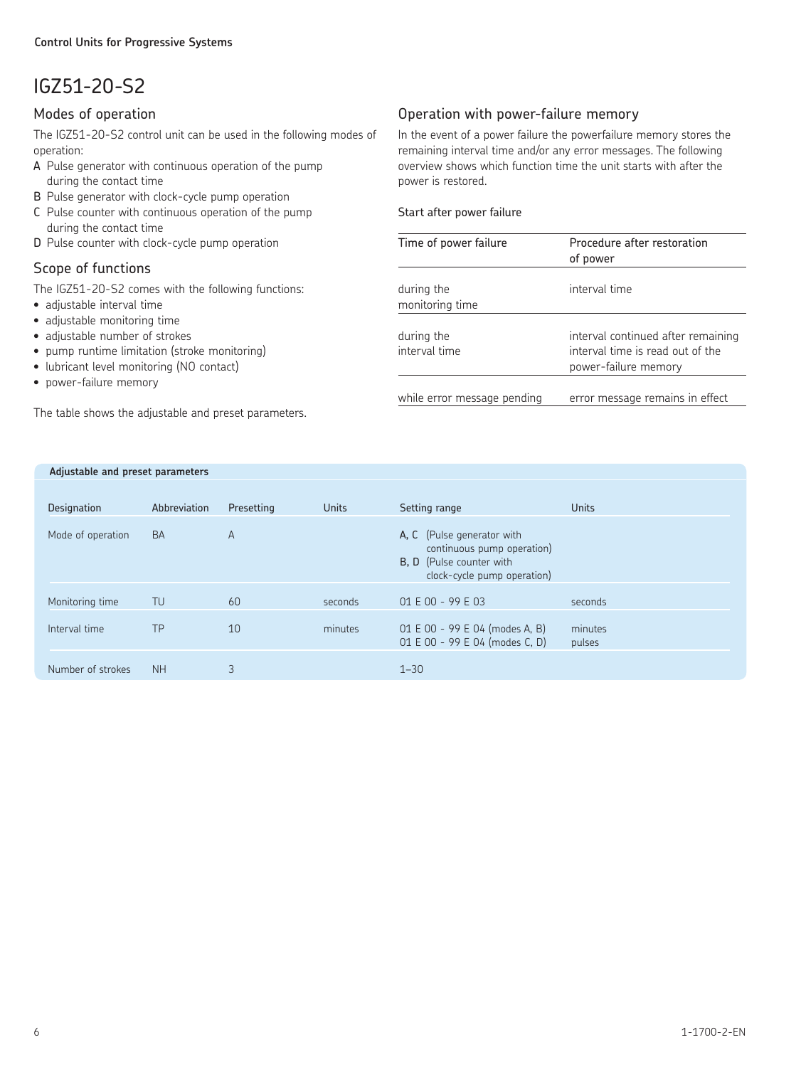**Control Units for Progressive Systems**

# IGZ51-20-S2

## Modes of operation

The IGZ51-20-S2 control unit can be used in the following modes of operation:

- **A** Pulse generator with continuous operation of the pump during the contact time
- **B** Pulse generator with clock-cycle pump operation
- **C** Pulse counter with continuous operation of the pump during the contact time
- **D** Pulse counter with clock-cycle pump operation

## Scope of functions

The IGZ51-20-S2 comes with the following functions:

- adjustable interval time
- adjustable monitoring time
- adjustable number of strokes
- pump runtime limitation (stroke monitoring)
- lubricant level monitoring (NO contact)
- power-failure memory

The table shows the adjustable and preset parameters.

## Operation with power-failure memory

In the event of a power failure the powerfailure memory stores the remaining interval time and/or any error messages. The following overview shows which function time the unit starts with after the power is restored.

**Start after power failure**

| Time of power failure | Procedure after restoration of power |
|---|---|
| during the monitoring time | interval time |
| during the interval time | interval continued after remaining interval time is read out of the power-failure memory |
| while error message pending | error message remains in effect |

**Adjustable and preset parameters**

| Designation | Abbreviation | Presetting | Units | Setting range | Units |
|---|---|---|---|---|---|
| Mode of operation | BA | A | | **A, C** (Pulse generator with continuous pump operation)<br>**B, D** (Pulse counter with clock-cycle pump operation) | |
| Monitoring time | TU | 60 | seconds | 01 E 00 - 99 E 03 | seconds |
| Interval time | TP | 10 | minutes | 01 E 00 - 99 E 04 (modes A, B)<br>01 E 00 - 99 E 04 (modes C, D) | minutes<br>pulses |
| Number of strokes | NH | 3 | | 1–30 | |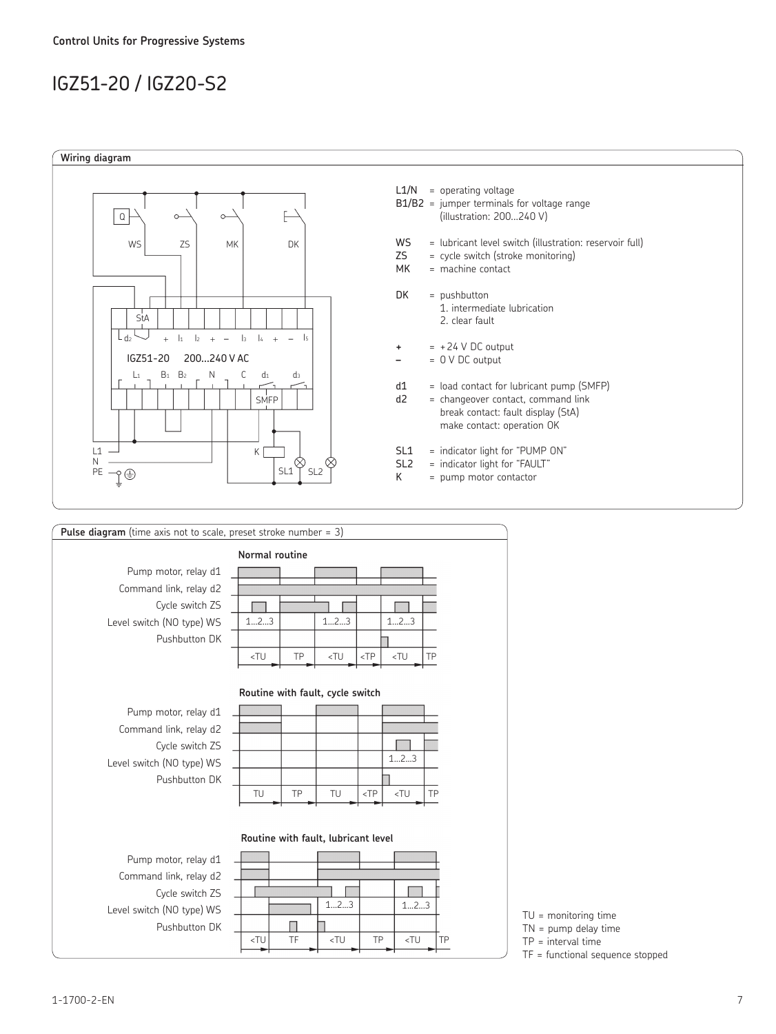Control Units for Progressive Systems

# IGZ51-20 / IGZ20-S2

## Wiring diagram

- L1/N = operating voltage
- B1/B2 = jumper terminals for voltage range (illustration: 200...240 V)
- WS = lubricant level switch (illustration: reservoir full)
- ZS = cycle switch (stroke monitoring)
- MK = machine contact
- DK = pushbutton
  1. intermediate lubrication
  2. clear fault
- + = +24 V DC output
- – = 0 V DC output
- d1 = load contact for lubricant pump (SMFP)
- d2 = changeover contact, command link
  break contact: fault display (StA)
  make contact: operation OK
- SL1 = indicator light for "PUMP ON"
- SL2 = indicator light for "FAULT"
- K = pump motor contactor

## Pulse diagram (time axis not to scale, preset stroke number = 3)

**Normal routine**

**Routine with fault, cycle switch**

**Routine with fault, lubricant level**

TU = monitoring time
TN = pump delay time
TP = interval time
TF = functional sequence stopped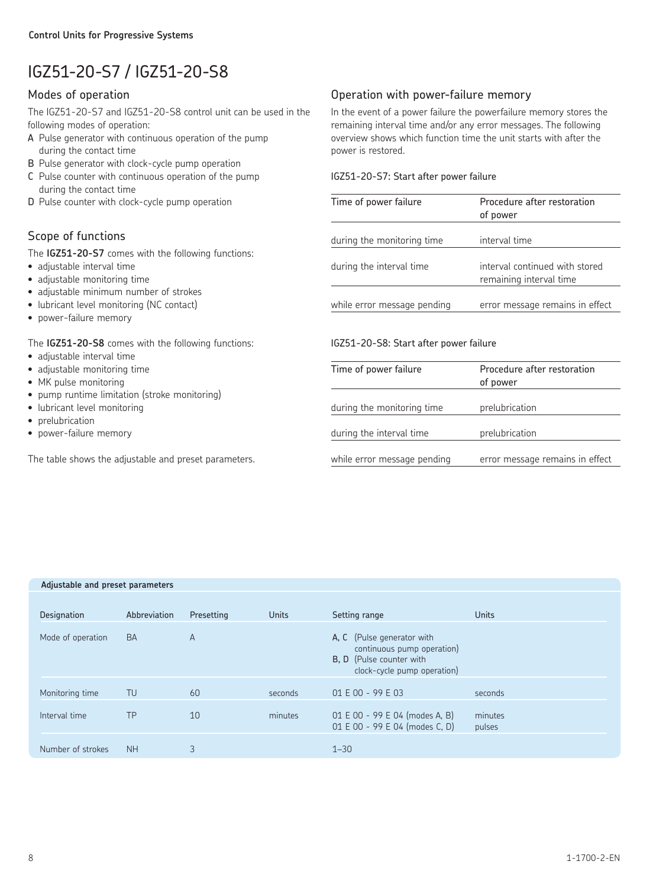Control Units for Progressive Systems

# IGZ51-20-S7 / IGZ51-20-S8

## Modes of operation

The IGZ51-20-S7 and IGZ51-20-S8 control unit can be used in the following modes of operation:

A Pulse generator with continuous operation of the pump during the contact time
B Pulse generator with clock-cycle pump operation
C Pulse counter with continuous operation of the pump during the contact time
D Pulse counter with clock-cycle pump operation

## Scope of functions

The **IGZ51-20-S7** comes with the following functions:

- adjustable interval time
- adjustable monitoring time
- adjustable minimum number of strokes
- lubricant level monitoring (NC contact)
- power-failure memory

The **IGZ51-20-S8** comes with the following functions:

- adjustable interval time
- adjustable monitoring time
- MK pulse monitoring
- pump runtime limitation (stroke monitoring)
- lubricant level monitoring
- prelubrication
- power-failure memory

The table shows the adjustable and preset parameters.

## Operation with power-failure memory

In the event of a power failure the powerfailure memory stores the remaining interval time and/or any error messages. The following overview shows which function time the unit starts with after the power is restored.

IGZ51-20-S7: Start after power failure

| Time of power failure | Procedure after restoration of power |
|---|---|
| during the monitoring time | interval time |
| during the interval time | interval continued with stored remaining interval time |
| while error message pending | error message remains in effect |

IGZ51-20-S8: Start after power failure

| Time of power failure | Procedure after restoration of power |
|---|---|
| during the monitoring time | prelubrication |
| during the interval time | prelubrication |
| while error message pending | error message remains in effect |

**Adjustable and preset parameters**

| Designation | Abbreviation | Presetting | Units | Setting range | Units |
|---|---|---|---|---|---|
| Mode of operation | BA | A | | **A, C** (Pulse generator with continuous pump operation)<br>**B, D** (Pulse counter with clock-cycle pump operation) | |
| Monitoring time | TU | 60 | seconds | 01 E 00 - 99 E 03 | seconds |
| Interval time | TP | 10 | minutes | 01 E 00 - 99 E 04 (modes A, B)<br>01 E 00 - 99 E 04 (modes C, D) | minutes<br>pulses |
| Number of strokes | NH | 3 | | 1–30 | |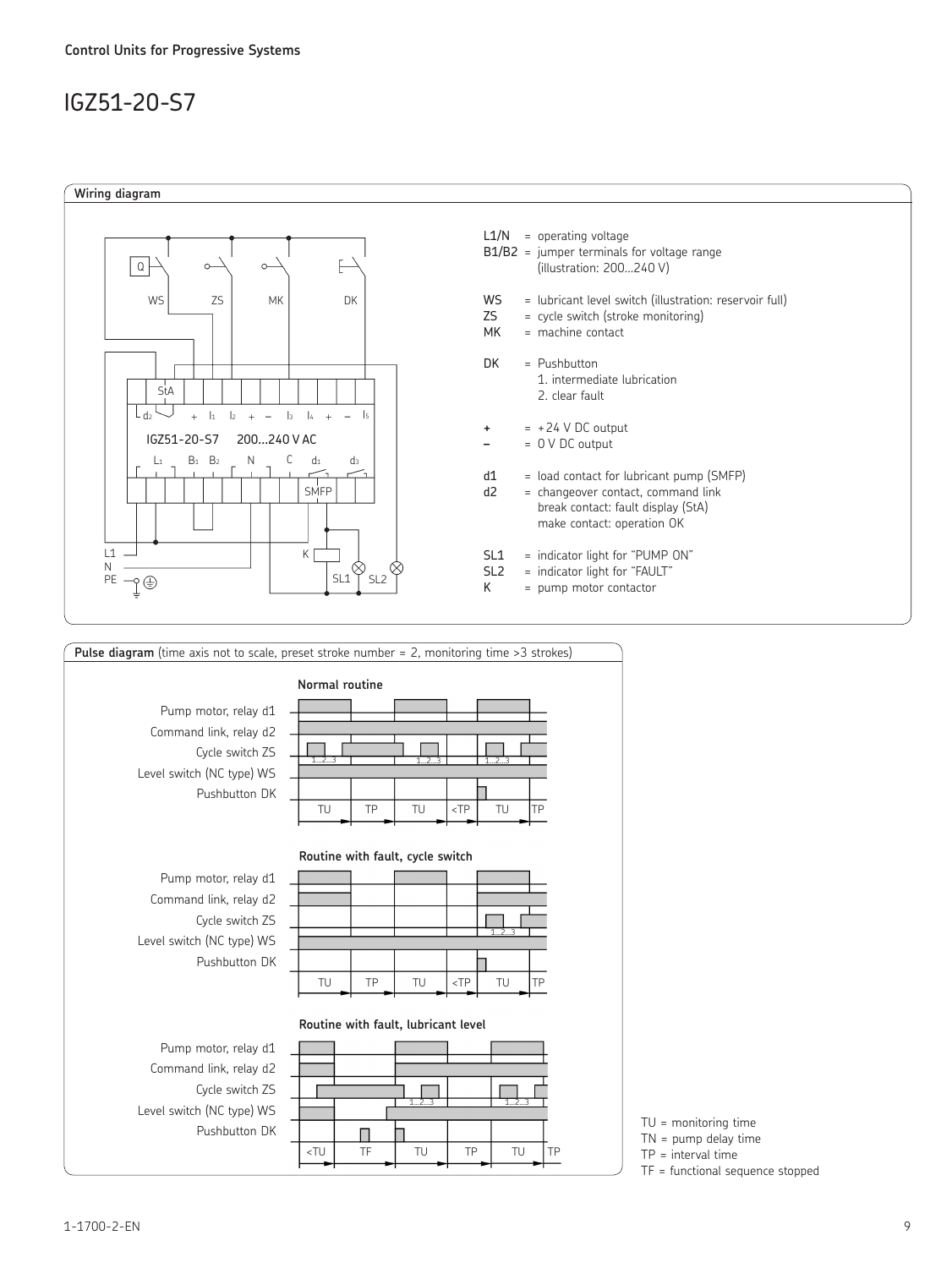**Control Units for Progressive Systems**

# IGZ51-20-S7

## Wiring diagram

L1/N = operating voltage
B1/B2 = jumper terminals for voltage range (illustration: 200…240 V)

WS = lubricant level switch (illustration: reservoir full)
ZS = cycle switch (stroke monitoring)
MK = machine contact

DK = Pushbutton
1. intermediate lubrication
2. clear fault

+ = +24 V DC output
– = 0 V DC output

d1 = load contact for lubricant pump (SMFP)
d2 = changeover contact, command link
break contact: fault display (StA)
make contact: operation OK

SL1 = indicator light for "PUMP ON"
SL2 = indicator light for "FAULT"
K = pump motor contactor

## Pulse diagram (time axis not to scale, preset stroke number = 2, monitoring time >3 strokes)

**Normal routine**

**Routine with fault, cycle switch**

**Routine with fault, lubricant level**

TU = monitoring time
TN = pump delay time
TP = interval time
TF = functional sequence stopped

1-1700-2-EN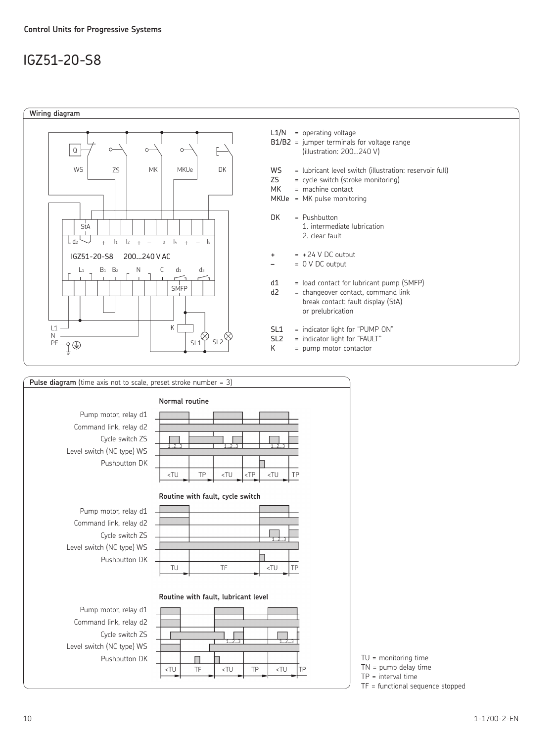Control Units for Progressive Systems

# IGZ51-20-S8

## Wiring diagram

- L1/N = operating voltage
- B1/B2 = jumper terminals for voltage range (illustration: 200...240 V)
- WS = lubricant level switch (illustration: reservoir full)
- ZS = cycle switch (stroke monitoring)
- MK = machine contact
- MKUe = MK pulse monitoring
- DK = Pushbutton
  1. intermediate lubrication
  2. clear fault
- \+ = +24 V DC output
- – = 0 V DC output
- d1 = load contact for lubricant pump (SMFP)
- d2 = changeover contact, command link break contact: fault display (StA) or prelubrication
- SL1 = indicator light for "PUMP ON"
- SL2 = indicator light for "FAULT"
- K = pump motor contactor

## Pulse diagram (time axis not to scale, preset stroke number = 3)

**Normal routine**

**Routine with fault, cycle switch**

**Routine with fault, lubricant level**

TU = monitoring time
TN = pump delay time
TP = interval time
TF = functional sequence stopped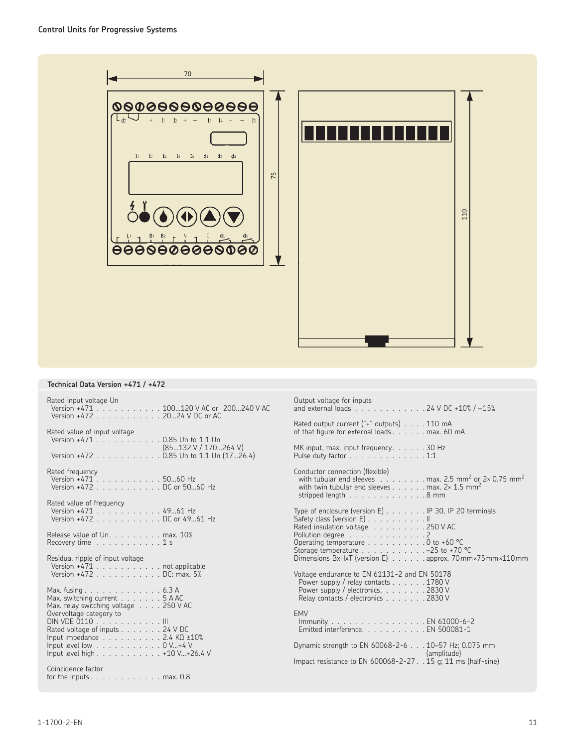## Control Units for Progressive Systems

### Technical Data Version +471 / +472

Rated input voltage Un
- Version +471 . . . . . . . . . . . 100...120 V AC or 200...240 V AC
- Version +472 . . . . . . . . . . . 20...24 V DC or AC

Rated value of input voltage
- Version +471 . . . . . . . . . . . 0.85 Un to 1.1 Un (85...132 V / 170...264 V)
- Version +472 . . . . . . . . . . . 0.85 Un to 1.1 Un (17...26.4)

Rated frequency
- Version +471 . . . . . . . . . . . 50...60 Hz
- Version +472 . . . . . . . . . . . DC or 50...60 Hz

Rated value of frequency
- Version +471 . . . . . . . . . . . 49...61 Hz
- Version +472 . . . . . . . . . . . DC or 49...61 Hz

Release value of Un. . . . . . . . . max. 10%
Recovery time . . . . . . . . . . . 1 s

Residual ripple of input voltage
- Version +471 . . . . . . . . . . . not applicable
- Version +472 . . . . . . . . . . . DC: max. 5%

Max. fusing . . . . . . . . . . . . . 6.3 A
Max. switching current . . . . . . . 5 A AC
Max. relay switching voltage . . . . 250 V AC
Overvoltage category to DIN VDE 0110 . . . . . . . . . . . III
Rated voltage of inputs . . . . . . . 24 V DC
Input impedance . . . . . . . . . . 2.4 KΩ ±10%
Input level low . . . . . . . . . . . 0 V...+4 V
Input level high . . . . . . . . . . . +10 V...+26.4 V

Coincidence factor for the inputs . . . . . . . . . . . . max. 0.8

Output voltage for inputs and external loads . . . . . . . . . . . . 24 V DC +10% / –15%

Rated output current ("+" outputs) . . . . 110 mA
of that figure for external loads . . . . . . max. 60 mA

MK input, max. input frequency. . . . . . 30 Hz
Pulse duty factor . . . . . . . . . . . . . 1:1

Conductor connection (flexible)
- with tubular end sleeves . . . . . . . . max. 2.5 mm² or 2× 0.75 mm²
- with twin tubular end sleeves . . . . . . max. 2× 1.5 mm²
- stripped length . . . . . . . . . . . . . 8 mm

Type of enclosure (version E) . . . . . . . IP 30, IP 20 terminals
Safety class (version E) . . . . . . . . . . II
Rated insulation voltage . . . . . . . . . 250 V AC
Pollution degree . . . . . . . . . . . . . 2
Operating temperature . . . . . . . . . . 0 to +60 °C
Storage temperature . . . . . . . . . . . –25 to +70 °C
Dimensions BxHxT (version E) . . . . . . approx. 70 mm×75 mm×110 mm

Voltage endurance to EN 61131-2 and EN 50178
- Power supply / relay contacts . . . . . . 1780 V
- Power supply / electronics. . . . . . . . 2830 V
- Relay contacts / electronics . . . . . . . 2830 V

EMV
- Immunity . . . . . . . . . . . . . . . . EN 61000-6-2
- Emitted interference. . . . . . . . . . . EN 500081-1

Dynamic strength to EN 60068-2-6 . . . 10–57 Hz; 0.075 mm (amplitude)
Impact resistance to EN 600068-2-27 . . 15 g; 11 ms (half-sine)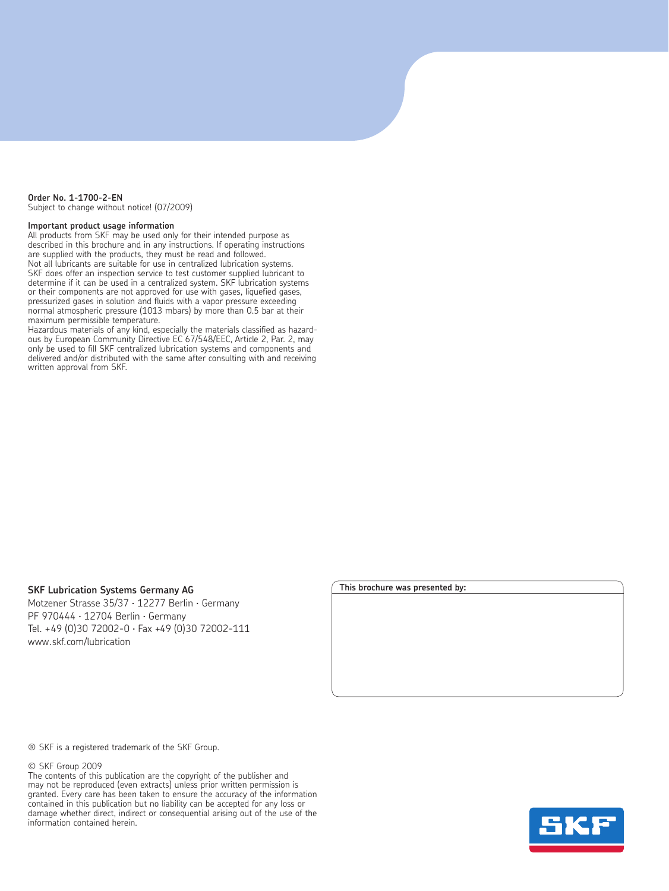**Order No. 1-1700-2-EN**
Subject to change without notice! (07/2009)

**Important product usage information**
All products from SKF may be used only for their intended purpose as described in this brochure and in any instructions. If operating instructions are supplied with the products, they must be read and followed.
Not all lubricants are suitable for use in centralized lubrication systems. SKF does offer an inspection service to test customer supplied lubricant to determine if it can be used in a centralized system. SKF lubrication systems or their components are not approved for use with gases, liquefied gases, pressurized gases in solution and fluids with a vapor pressure exceeding normal atmospheric pressure (1013 mbars) by more than 0.5 bar at their maximum permissible temperature.
Hazardous materials of any kind, especially the materials classified as hazardous by European Community Directive EC 67/548/EEC, Article 2, Par. 2, may only be used to fill SKF centralized lubrication systems and components and delivered and/or distributed with the same after consulting with and receiving written approval from SKF.

**SKF Lubrication Systems Germany AG**
Motzener Strasse 35/37 · 12277 Berlin · Germany
PF 970444 · 12704 Berlin · Germany
Tel. +49 (0)30 72002-0 · Fax +49 (0)30 72002-111
www.skf.com/lubrication

**This brochure was presented by:**

® SKF is a registered trademark of the SKF Group.

© SKF Group 2009
The contents of this publication are the copyright of the publisher and may not be reproduced (even extracts) unless prior written permission is granted. Every care has been taken to ensure the accuracy of the information contained in this publication but no liability can be accepted for any loss or damage whether direct, indirect or consequential arising out of the use of the information contained herein.

SKF